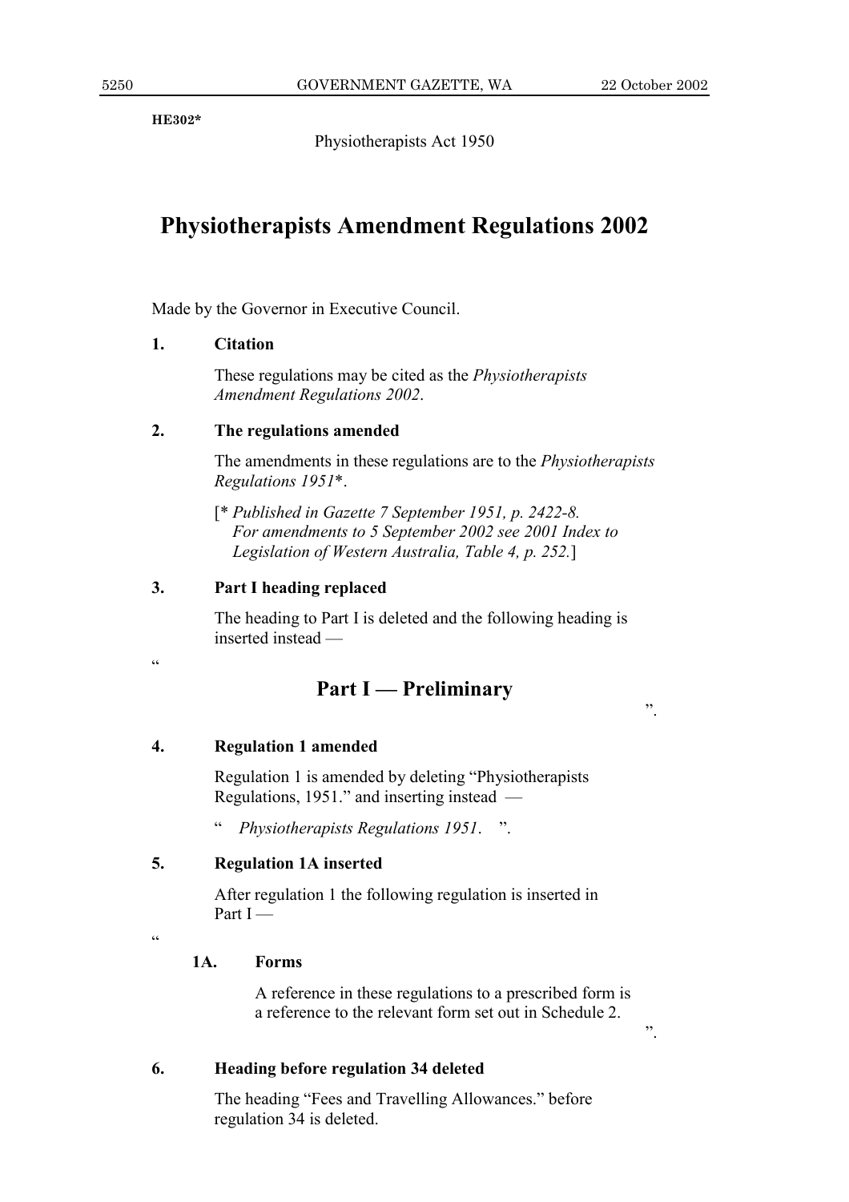HE302*

Physiotherapists Act 1950

# Physiotherapists Amendment Regulations 2002

Made by the Governor in Executive Council.

**1. Citation**

These regulations may be cited as the *Physiotherapists Amendment Regulations 2002*.

**2. The regulations amended**

The amendments in these regulations are to the *Physiotherapists Regulations 1951*\*.

[\* *Published in Gazette 7 September 1951, p. 2422-8. For amendments to 5 September 2002 see 2001 Index to Legislation of Western Australia, Table 4, p. 252.*]

**3. Part I heading replaced**

The heading to Part I is deleted and the following heading is inserted instead —

"

## Part I — Preliminary

".

**4. Regulation 1 amended**

Regulation 1 is amended by deleting "Physiotherapists Regulations, 1951." and inserting instead —

" *Physiotherapists Regulations 1951*. ".

**5. Regulation 1A inserted**

After regulation 1 the following regulation is inserted in Part I —

"

**1A. Forms**

A reference in these regulations to a prescribed form is a reference to the relevant form set out in Schedule 2.

".

**6. Heading before regulation 34 deleted**

The heading "Fees and Travelling Allowances." before regulation 34 is deleted.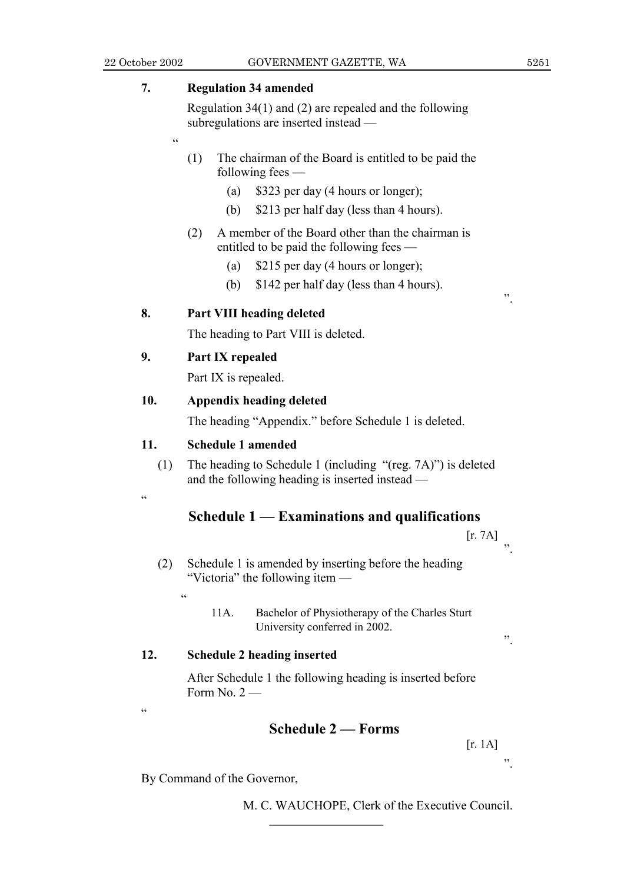**7. Regulation 34 amended**

Regulation 34(1) and (2) are repealed and the following subregulations are inserted instead —

"

(1) The chairman of the Board is entitled to be paid the following fees —

(a) $323 per day (4 hours or longer);

(b) $213 per half day (less than 4 hours).

(2) A member of the Board other than the chairman is entitled to be paid the following fees —

(a) $215 per day (4 hours or longer);

(b) $142 per half day (less than 4 hours).

".

**8. Part VIII heading deleted**

The heading to Part VIII is deleted.

**9. Part IX repealed**

Part IX is repealed.

**10. Appendix heading deleted**

The heading "Appendix." before Schedule 1 is deleted.

**11. Schedule 1 amended**

(1) The heading to Schedule 1 (including "(reg. 7A)") is deleted and the following heading is inserted instead —

"

## Schedule 1 — Examinations and qualifications

[r. 7A]

".

(2) Schedule 1 is amended by inserting before the heading "Victoria" the following item —

"

11A. Bachelor of Physiotherapy of the Charles Sturt University conferred in 2002.

".

**12. Schedule 2 heading inserted**

After Schedule 1 the following heading is inserted before Form No. 2 —

"

## Schedule 2 — Forms

[r. 1A]

".

By Command of the Governor,

M. C. WAUCHOPE, Clerk of the Executive Council.